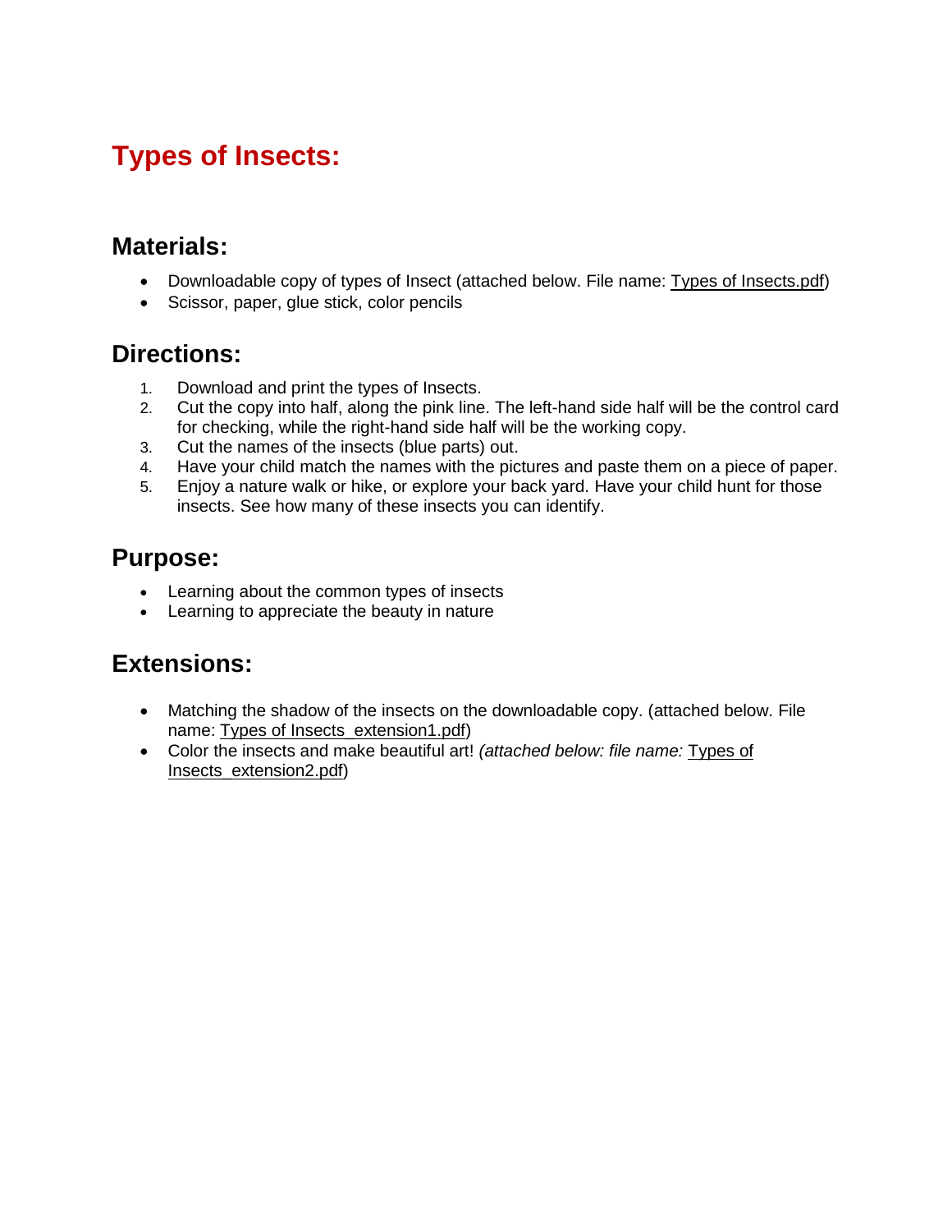# Types of Insects:

## Materials:

- Downloadable copy of types of Insect (attached below. File name: Types of Insects.pdf)
- Scissor, paper, glue stick, color pencils

## Directions:

1. Download and print the types of Insects.
2. Cut the copy into half, along the pink line. The left-hand side half will be the control card for checking, while the right-hand side half will be the working copy.
3. Cut the names of the insects (blue parts) out.
4. Have your child match the names with the pictures and paste them on a piece of paper.
5. Enjoy a nature walk or hike, or explore your back yard. Have your child hunt for those insects. See how many of these insects you can identify.

## Purpose:

- Learning about the common types of insects
- Learning to appreciate the beauty in nature

## Extensions:

- Matching the shadow of the insects on the downloadable copy. (attached below. File name: Types of Insects_extension1.pdf)
- Color the insects and make beautiful art! *(attached below: file name:* Types of Insects_extension2.pdf)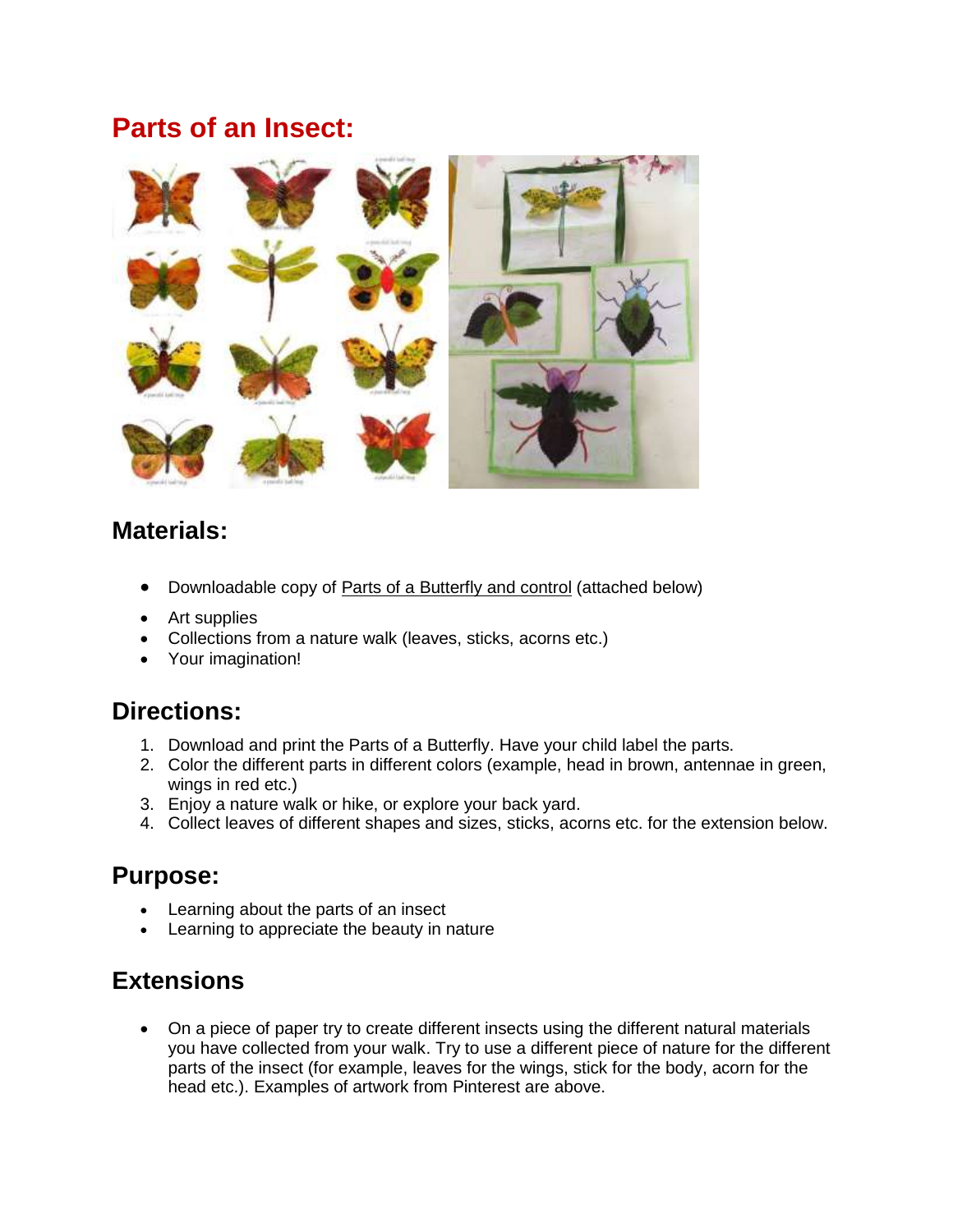## Parts of an Insect:

### Materials:

- Downloadable copy of Parts of a Butterfly and control (attached below)
- Art supplies
- Collections from a nature walk (leaves, sticks, acorns etc.)
- Your imagination!

### Directions:

1. Download and print the Parts of a Butterfly. Have your child label the parts.
2. Color the different parts in different colors (example, head in brown, antennae in green, wings in red etc.)
3. Enjoy a nature walk or hike, or explore your back yard.
4. Collect leaves of different shapes and sizes, sticks, acorns etc. for the extension below.

### Purpose:

- Learning about the parts of an insect
- Learning to appreciate the beauty in nature

### Extensions

- On a piece of paper try to create different insects using the different natural materials you have collected from your walk. Try to use a different piece of nature for the different parts of the insect (for example, leaves for the wings, stick for the body, acorn for the head etc.). Examples of artwork from Pinterest are above.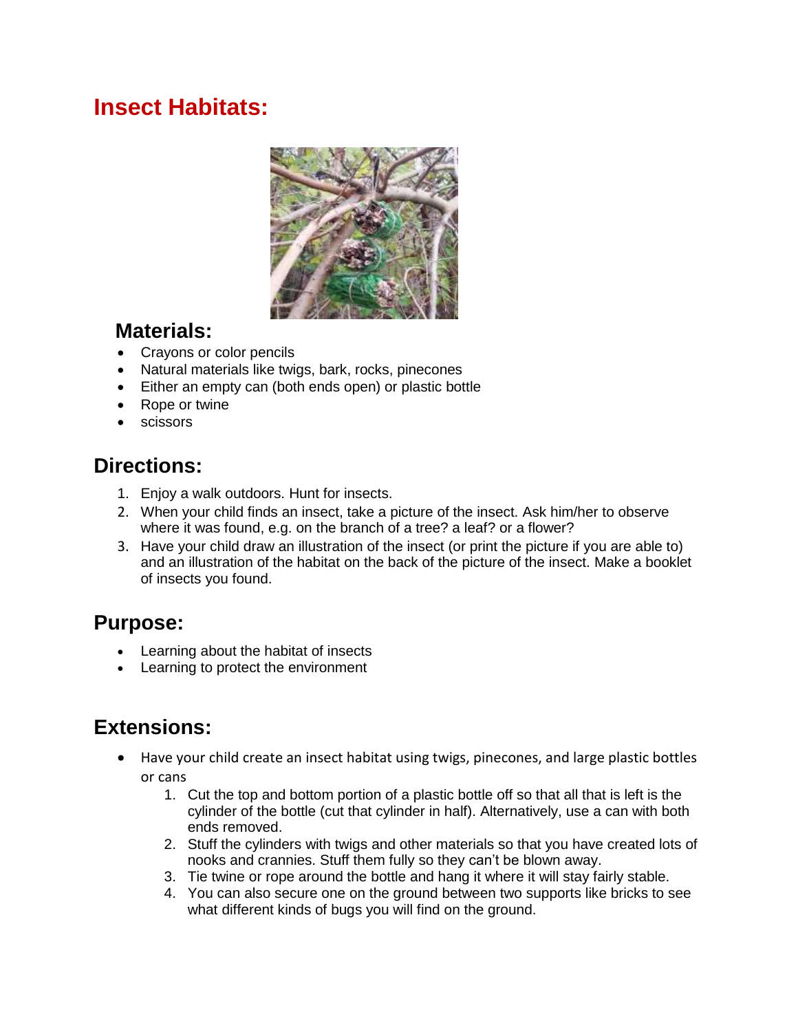# Insect Habitats:

## Materials:

- Crayons or color pencils
- Natural materials like twigs, bark, rocks, pinecones
- Either an empty can (both ends open) or plastic bottle
- Rope or twine
- scissors

## Directions:

1. Enjoy a walk outdoors. Hunt for insects.
2. When your child finds an insect, take a picture of the insect. Ask him/her to observe where it was found, e.g. on the branch of a tree? a leaf? or a flower?
3. Have your child draw an illustration of the insect (or print the picture if you are able to) and an illustration of the habitat on the back of the picture of the insect. Make a booklet of insects you found.

## Purpose:

- Learning about the habitat of insects
- Learning to protect the environment

## Extensions:

- Have your child create an insect habitat using twigs, pinecones, and large plastic bottles or cans
    1. Cut the top and bottom portion of a plastic bottle off so that all that is left is the cylinder of the bottle (cut that cylinder in half). Alternatively, use a can with both ends removed.
    2. Stuff the cylinders with twigs and other materials so that you have created lots of nooks and crannies. Stuff them fully so they can't be blown away.
    3. Tie twine or rope around the bottle and hang it where it will stay fairly stable.
    4. You can also secure one on the ground between two supports like bricks to see what different kinds of bugs you will find on the ground.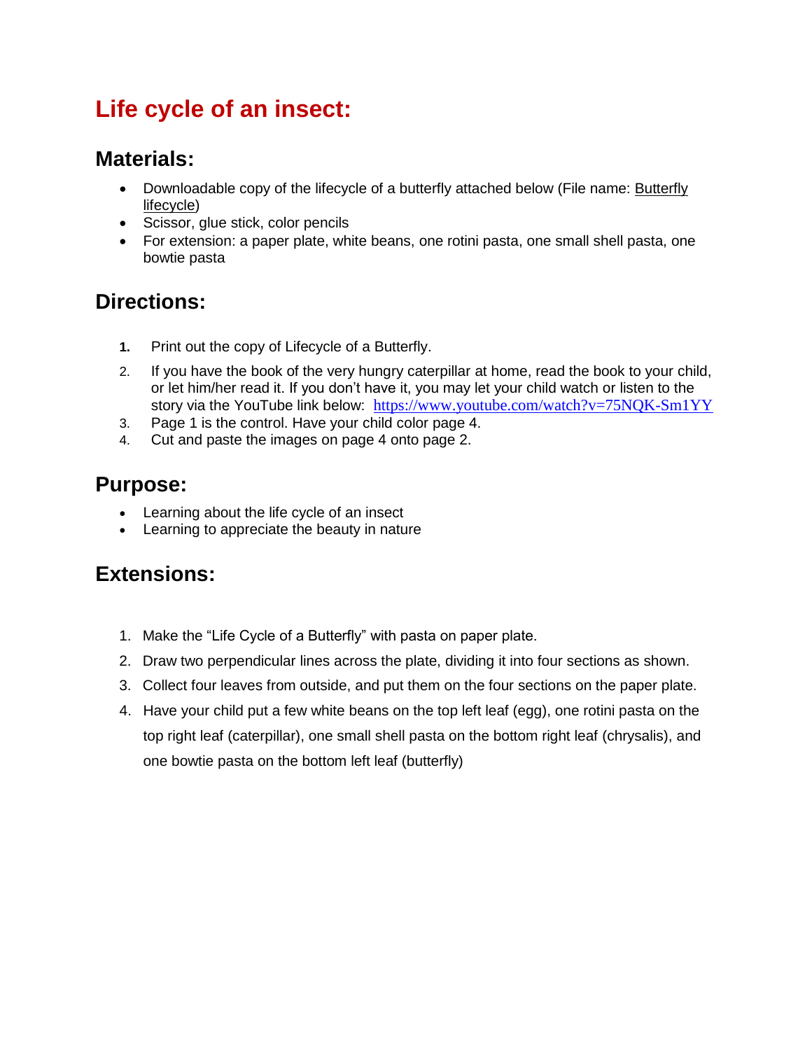# Life cycle of an insect:

## Materials:

- Downloadable copy of the lifecycle of a butterfly attached below (File name: Butterfly lifecycle)
- Scissor, glue stick, color pencils
- For extension: a paper plate, white beans, one rotini pasta, one small shell pasta, one bowtie pasta

## Directions:

1. Print out the copy of Lifecycle of a Butterfly.
2. If you have the book of the very hungry caterpillar at home, read the book to your child, or let him/her read it. If you don't have it, you may let your child watch or listen to the story via the YouTube link below: https://www.youtube.com/watch?v=75NQK-Sm1YY
3. Page 1 is the control. Have your child color page 4.
4. Cut and paste the images on page 4 onto page 2.

## Purpose:

- Learning about the life cycle of an insect
- Learning to appreciate the beauty in nature

## Extensions:

1. Make the "Life Cycle of a Butterfly" with pasta on paper plate.
2. Draw two perpendicular lines across the plate, dividing it into four sections as shown.
3. Collect four leaves from outside, and put them on the four sections on the paper plate.
4. Have your child put a few white beans on the top left leaf (egg), one rotini pasta on the top right leaf (caterpillar), one small shell pasta on the bottom right leaf (chrysalis), and one bowtie pasta on the bottom left leaf (butterfly)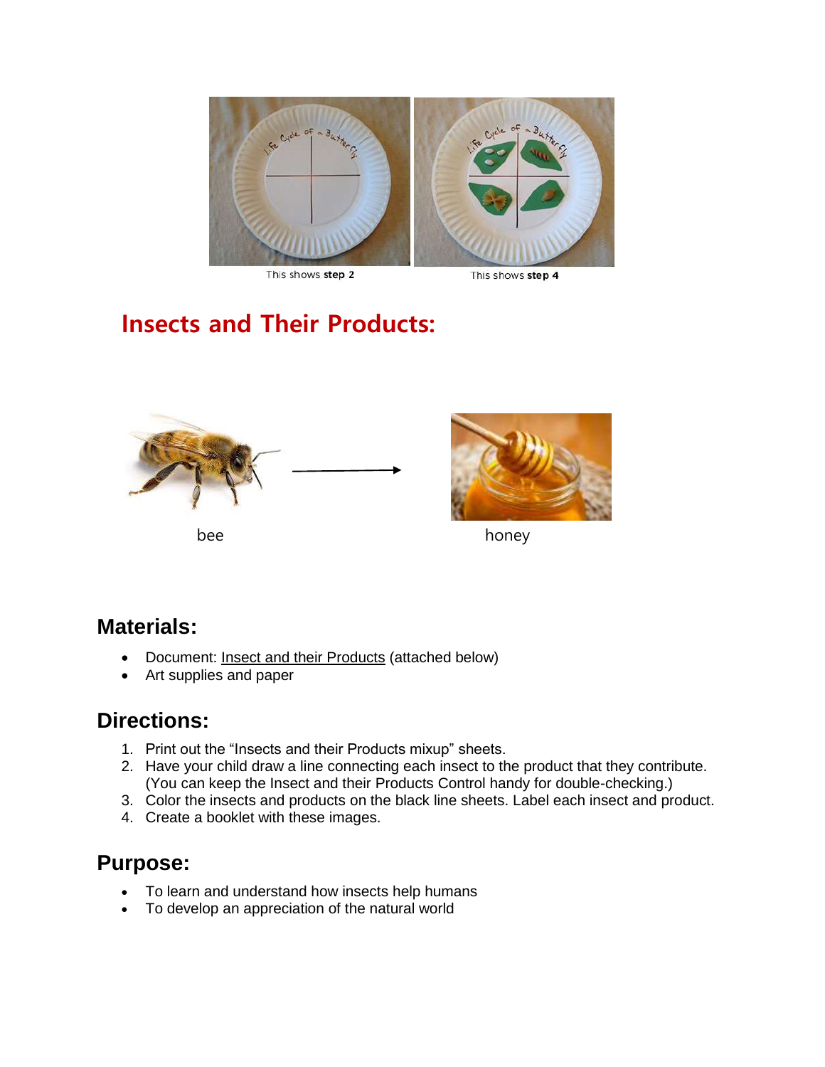This shows **step 2**

This shows **step 4**

## Insects and Their Products:

bee

honey

### Materials:

- Document: Insect and their Products (attached below)
- Art supplies and paper

### Directions:

1. Print out the "Insects and their Products mixup" sheets.
2. Have your child draw a line connecting each insect to the product that they contribute. (You can keep the Insect and their Products Control handy for double-checking.)
3. Color the insects and products on the black line sheets. Label each insect and product.
4. Create a booklet with these images.

### Purpose:

- To learn and understand how insects help humans
- To develop an appreciation of the natural world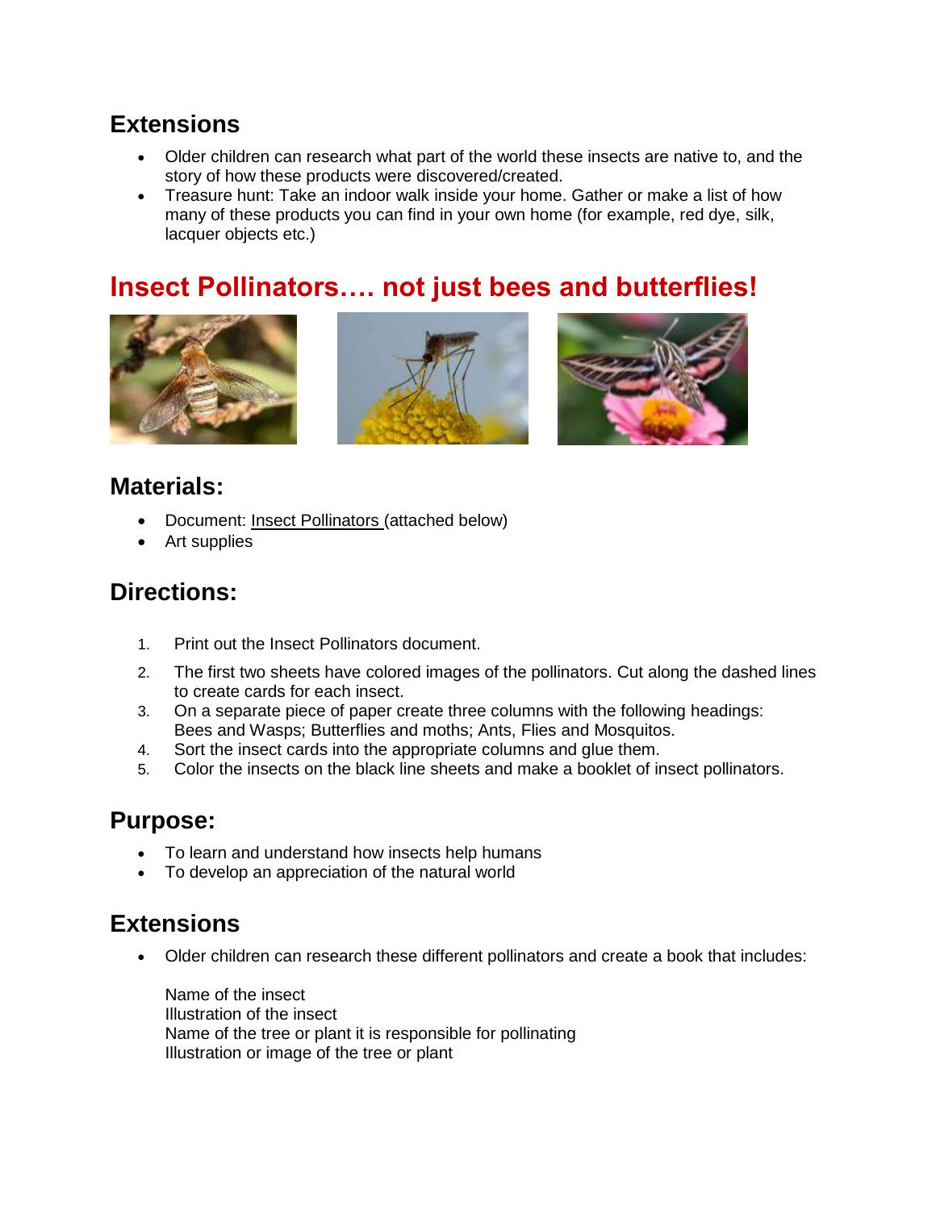## Extensions

- Older children can research what part of the world these insects are native to, and the story of how these products were discovered/created.
- Treasure hunt: Take an indoor walk inside your home. Gather or make a list of how many of these products you can find in your own home (for example, red dye, silk, lacquer objects etc.)

# Insect Pollinators…. not just bees and butterflies!

## Materials:

- Document: Insect Pollinators (attached below)
- Art supplies

## Directions:

1. Print out the Insect Pollinators document.
2. The first two sheets have colored images of the pollinators. Cut along the dashed lines to create cards for each insect.
3. On a separate piece of paper create three columns with the following headings: Bees and Wasps; Butterflies and moths; Ants, Flies and Mosquitos.
4. Sort the insect cards into the appropriate columns and glue them.
5. Color the insects on the black line sheets and make a booklet of insect pollinators.

## Purpose:

- To learn and understand how insects help humans
- To develop an appreciation of the natural world

## Extensions

- Older children can research these different pollinators and create a book that includes:

  Name of the insect
  Illustration of the insect
  Name of the tree or plant it is responsible for pollinating
  Illustration or image of the tree or plant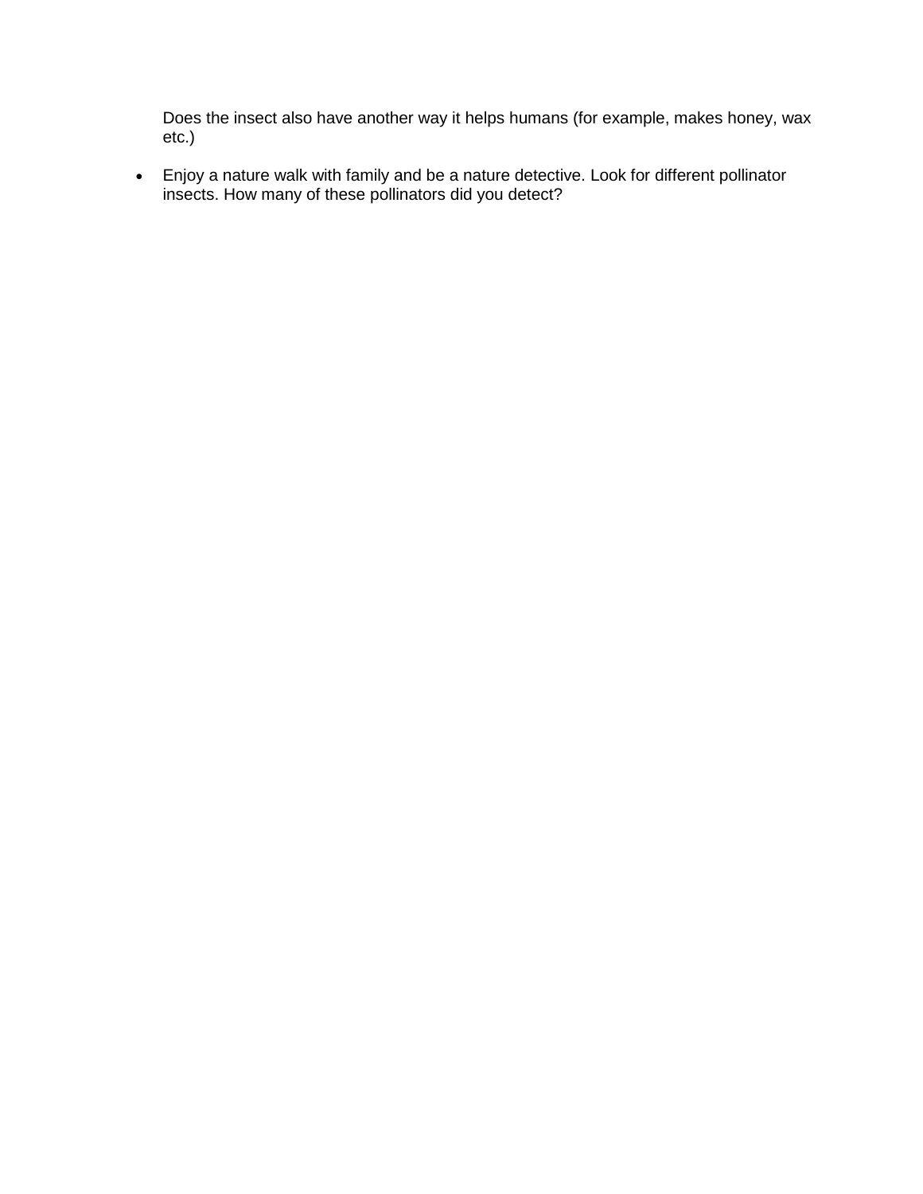Does the insect also have another way it helps humans (for example, makes honey, wax etc.)

- Enjoy a nature walk with family and be a nature detective. Look for different pollinator insects. How many of these pollinators did you detect?